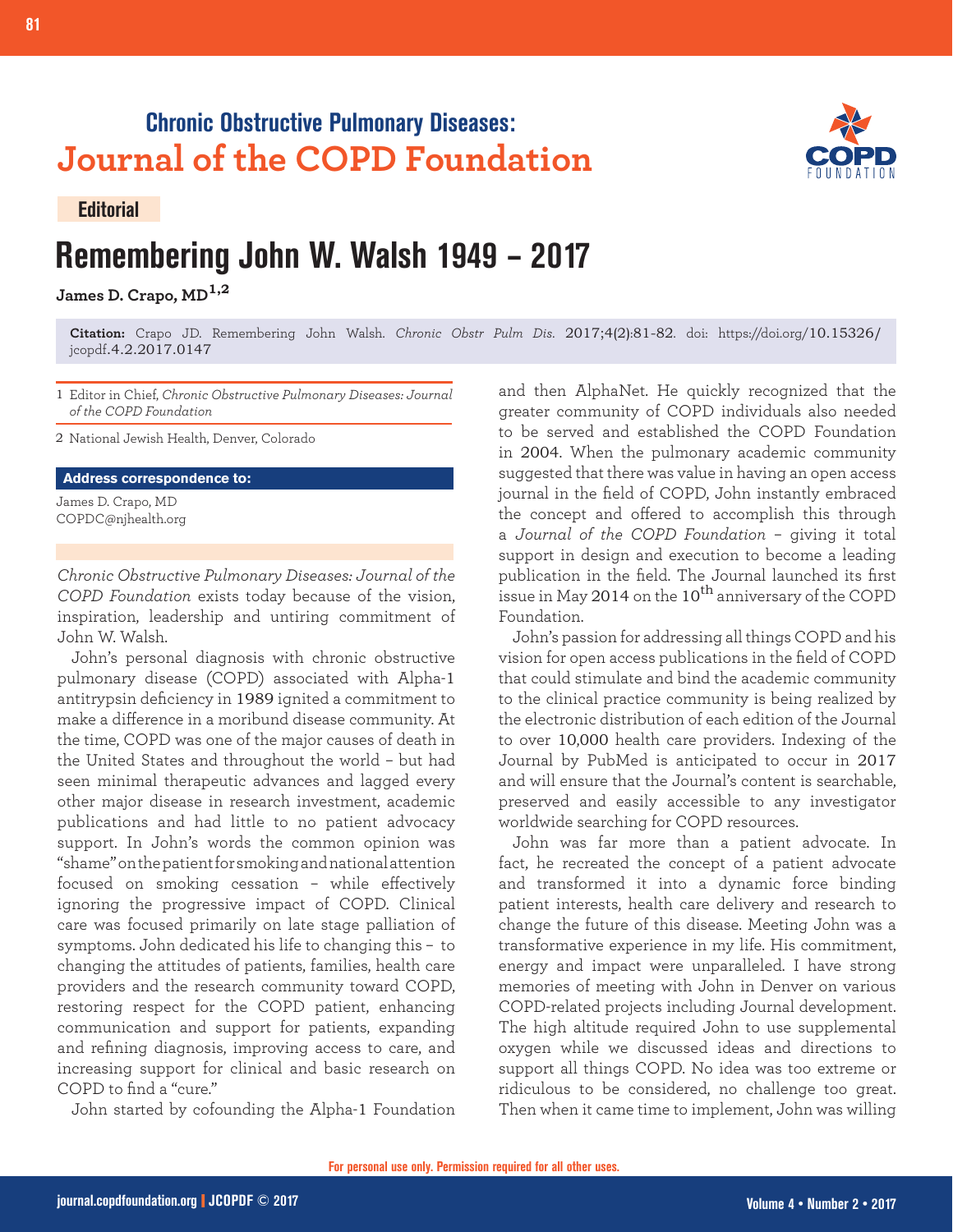Chronic Obstructive Pulmonary Diseases:
**Journal of the COPD Foundation**

**Editorial**

# Remembering John W. Walsh 1949 – 2017

**James D. Crapo, MD**[1,2]

**Citation:** Crapo JD. Remembering John Walsh. *Chronic Obstr Pulm Dis*. 2017;4(2):81-82. doi: https://doi.org/10.15326/jcopdf.4.2.2017.0147

1 Editor in Chief, *Chronic Obstructive Pulmonary Diseases: Journal of the COPD Foundation*

2 National Jewish Health, Denver, Colorado

**Address correspondence to:**

James D. Crapo, MD
COPDC@njhealth.org

*Chronic Obstructive Pulmonary Diseases: Journal of the COPD Foundation* exists today because of the vision, inspiration, leadership and untiring commitment of John W. Walsh.

John's personal diagnosis with chronic obstructive pulmonary disease (COPD) associated with Alpha-1 antitrypsin deficiency in 1989 ignited a commitment to make a difference in a moribund disease community. At the time, COPD was one of the major causes of death in the United States and throughout the world – but had seen minimal therapeutic advances and lagged every other major disease in research investment, academic publications and had little to no patient advocacy support. In John's words the common opinion was "shame" on the patient for smoking and national attention focused on smoking cessation – while effectively ignoring the progressive impact of COPD. Clinical care was focused primarily on late stage palliation of symptoms. John dedicated his life to changing this – to changing the attitudes of patients, families, health care providers and the research community toward COPD, restoring respect for the COPD patient, enhancing communication and support for patients, expanding and refining diagnosis, improving access to care, and increasing support for clinical and basic research on COPD to find a "cure."

John started by cofounding the Alpha-1 Foundation and then AlphaNet. He quickly recognized that the greater community of COPD individuals also needed to be served and established the COPD Foundation in 2004. When the pulmonary academic community suggested that there was value in having an open access journal in the field of COPD, John instantly embraced the concept and offered to accomplish this through a *Journal of the COPD Foundation* – giving it total support in design and execution to become a leading publication in the field. The Journal launched its first issue in May 2014 on the 10$^{th}$ anniversary of the COPD Foundation.

John's passion for addressing all things COPD and his vision for open access publications in the field of COPD that could stimulate and bind the academic community to the clinical practice community is being realized by the electronic distribution of each edition of the Journal to over 10,000 health care providers. Indexing of the Journal by PubMed is anticipated to occur in 2017 and will ensure that the Journal's content is searchable, preserved and easily accessible to any investigator worldwide searching for COPD resources.

John was far more than a patient advocate. In fact, he recreated the concept of a patient advocate and transformed it into a dynamic force binding patient interests, health care delivery and research to change the future of this disease. Meeting John was a transformative experience in my life. His commitment, energy and impact were unparalleled. I have strong memories of meeting with John in Denver on various COPD-related projects including Journal development. The high altitude required John to use supplemental oxygen while we discussed ideas and directions to support all things COPD. No idea was too extreme or ridiculous to be considered, no challenge too great. Then when it came time to implement, John was willing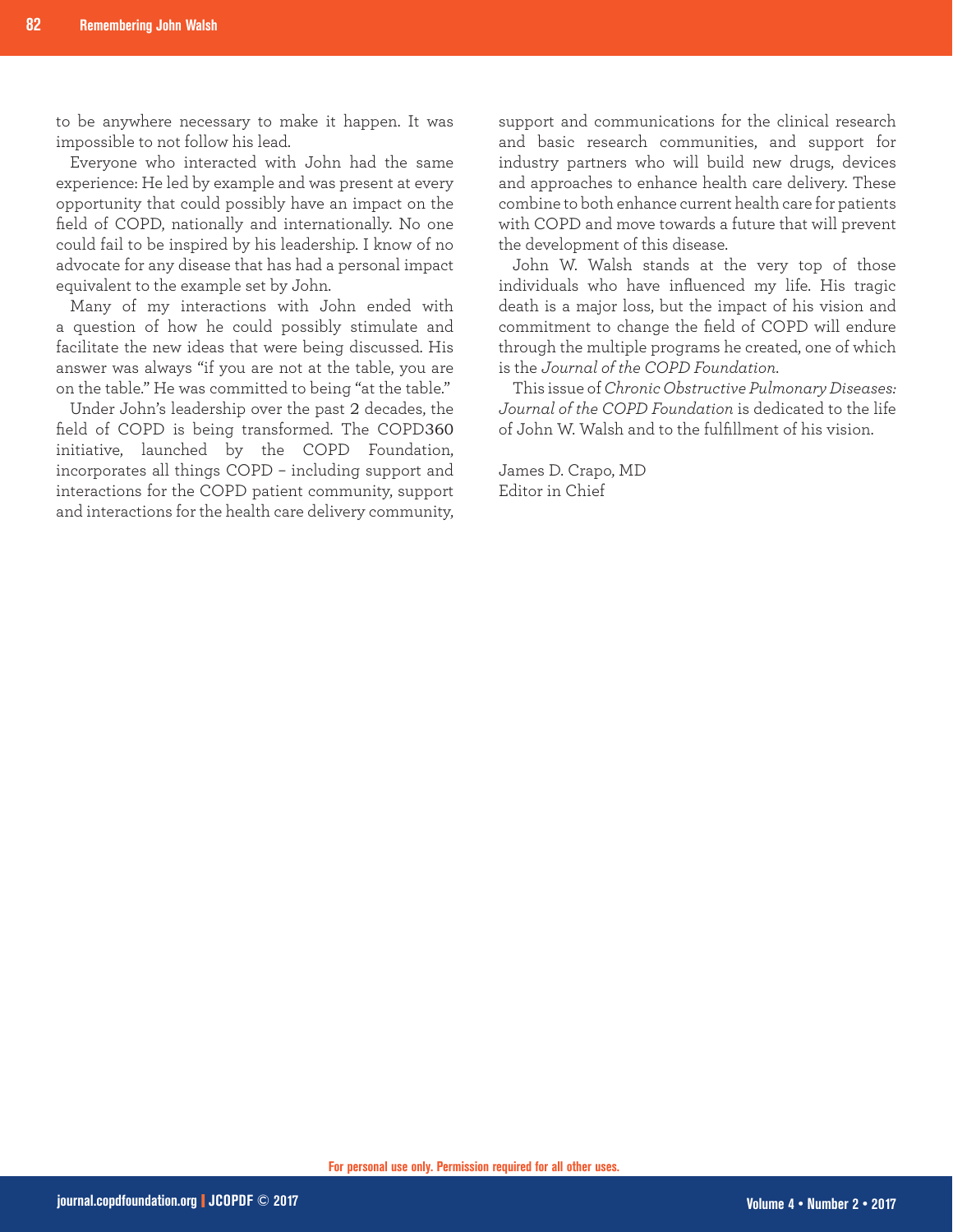to be anywhere necessary to make it happen. It was impossible to not follow his lead.

Everyone who interacted with John had the same experience: He led by example and was present at every opportunity that could possibly have an impact on the field of COPD, nationally and internationally. No one could fail to be inspired by his leadership. I know of no advocate for any disease that has had a personal impact equivalent to the example set by John.

Many of my interactions with John ended with a question of how he could possibly stimulate and facilitate the new ideas that were being discussed. His answer was always "if you are not at the table, you are on the table." He was committed to being "at the table."

Under John's leadership over the past 2 decades, the field of COPD is being transformed. The COPD360 initiative, launched by the COPD Foundation, incorporates all things COPD – including support and interactions for the COPD patient community, support and interactions for the health care delivery community, support and communications for the clinical research and basic research communities, and support for industry partners who will build new drugs, devices and approaches to enhance health care delivery. These combine to both enhance current health care for patients with COPD and move towards a future that will prevent the development of this disease.

John W. Walsh stands at the very top of those individuals who have influenced my life. His tragic death is a major loss, but the impact of his vision and commitment to change the field of COPD will endure through the multiple programs he created, one of which is the *Journal of the COPD Foundation*.

This issue of *Chronic Obstructive Pulmonary Diseases: Journal of the COPD Foundation* is dedicated to the life of John W. Walsh and to the fulfillment of his vision.

James D. Crapo, MD
Editor in Chief

For personal use only. Permission required for all other uses.